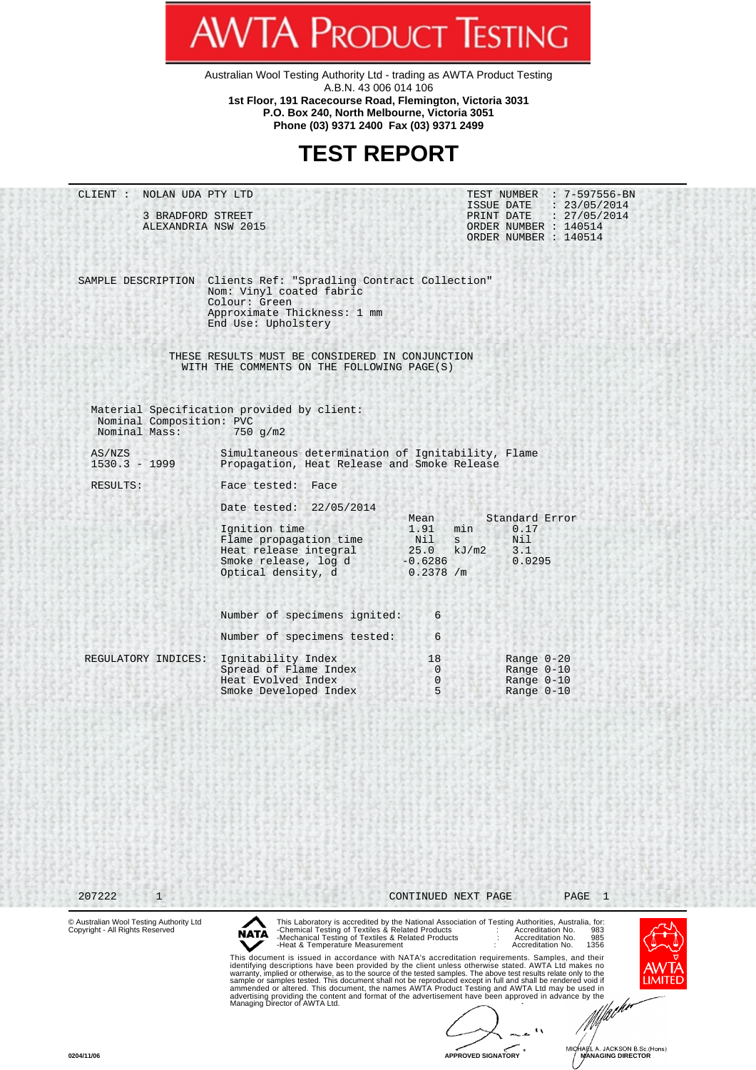# AWTA PRODUCT TESTING

Australian Wool Testing Authority Ltd - trading as AWTA Product Testing
A.B.N. 43 006 014 106
**1st Floor, 191 Racecourse Road, Flemington, Victoria 3031**
**P.O. Box 240, North Melbourne, Victoria 3051**
**Phone (03) 9371 2400 Fax (03) 9371 2499**

# TEST REPORT

CLIENT : NOLAN UDA PTY LTD
3 BRADFORD STREET
ALEXANDRIA NSW 2015

TEST NUMBER : 7-597556-BN
ISSUE DATE : 23/05/2014
PRINT DATE : 27/05/2014
ORDER NUMBER : 140514
ORDER NUMBER : 140514

SAMPLE DESCRIPTION Clients Ref: "Spradling Contract Collection"
Nom: Vinyl coated fabric
Colour: Green
Approximate Thickness: 1 mm
End Use: Upholstery

THESE RESULTS MUST BE CONSIDERED IN CONJUNCTION WITH THE COMMENTS ON THE FOLLOWING PAGE(S)

Material Specification provided by client:
Nominal Composition: PVC
Nominal Mass: 750 g/m2

AS/NZS 1530.3 - 1999 Simultaneous determination of Ignitability, Flame Propagation, Heat Release and Smoke Release

RESULTS: Face tested: Face

Date tested: 22/05/2014

| | Mean | | Standard Error |
|---|---|---|---|
| Ignition time | 1.91 | min | 0.17 |
| Flame propagation time | Nil | s | Nil |
| Heat release integral | 25.0 | kJ/m2 | 3.1 |
| Smoke release, log d | -0.6286 | | 0.0295 |
| Optical density, d | 0.2378 | /m | |

Number of specimens ignited: 6

Number of specimens tested: 6

REGULATORY INDICES:

| Index | Value | Range |
|---|---|---|
| Ignitability Index | 18 | Range 0-20 |
| Spread of Flame Index | 0 | Range 0-10 |
| Heat Evolved Index | 0 | Range 0-10 |
| Smoke Developed Index | 5 | Range 0-10 |

207222 1 CONTINUED NEXT PAGE

© Australian Wool Testing Authority Ltd
Copyright - All Rights Reserved

This Laboratory is accredited by the National Association of Testing Authorities, Australia, for:
-Chemical Testing of Textiles & Related Products : Accreditation No. 983
-Mechanical Testing of Textiles & Related Products : Accreditation No. 985
-Heat & Temperature Measurement : Accreditation No. 1356

This document is issued in accordance with NATA's accreditation requirements. Samples, and their identifying descriptions have been provided by the client unless otherwise stated. AWTA Ltd makes no warranty, implied or otherwise, as to the source of the tested samples. The above test results relate only to the sample or samples tested. This document shall not be reproduced except in full and shall be rendered void if ammended or altered. This document, the names AWTA Product Testing and AWTA Ltd may be used in advertising providing the content and format of the advertisement have been approved in advance by the Managing Director of AWTA Ltd.

APPROVED SIGNATORY

MICHAEL A. JACKSON B.Sc.(Hons)
MANAGING DIRECTOR

0204/11/06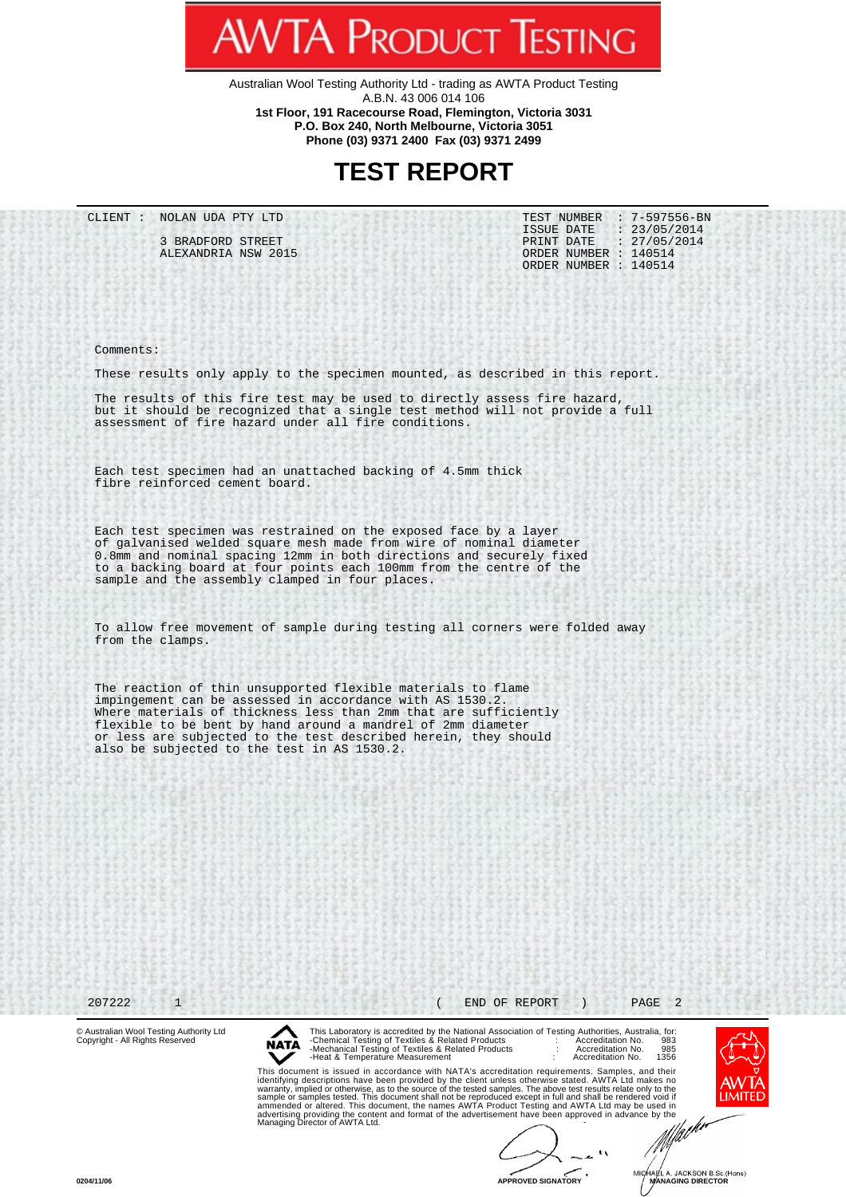# AWTA PRODUCT TESTING

Australian Wool Testing Authority Ltd - trading as AWTA Product Testing
A.B.N. 43 006 014 106
**1st Floor, 191 Racecourse Road, Flemington, Victoria 3031**
**P.O. Box 240, North Melbourne, Victoria 3051**
**Phone (03) 9371 2400 Fax (03) 9371 2499**

# TEST REPORT

CLIENT : NOLAN UDA PTY LTD
3 BRADFORD STREET
ALEXANDRIA NSW 2015

TEST NUMBER : 7-597556-BN
ISSUE DATE : 23/05/2014
PRINT DATE : 27/05/2014
ORDER NUMBER : 140514
ORDER NUMBER : 140514

Comments:

These results only apply to the specimen mounted, as described in this report.

The results of this fire test may be used to directly assess fire hazard, but it should be recognized that a single test method will not provide a full assessment of fire hazard under all fire conditions.

Each test specimen had an unattached backing of 4.5mm thick fibre reinforced cement board.

Each test specimen was restrained on the exposed face by a layer of galvanised welded square mesh made from wire of nominal diameter 0.8mm and nominal spacing 12mm in both directions and securely fixed to a backing board at four points each 100mm from the centre of the sample and the assembly clamped in four places.

To allow free movement of sample during testing all corners were folded away from the clamps.

The reaction of thin unsupported flexible materials to flame impingement can be assessed in accordance with AS 1530.2. Where materials of thickness less than 2mm that are sufficiently flexible to be bent by hand around a mandrel of 2mm diameter or less are subjected to the test described herein, they should also be subjected to the test in AS 1530.2.

207222 1 ( END OF REPORT )

© Australian Wool Testing Authority Ltd
Copyright - All Rights Reserved

This Laboratory is accredited by the National Association of Testing Authorities, Australia, for:

| | | |
|---|---|---|
| -Chemical Testing of Textiles & Related Products | : | Accreditation No. 983 |
| -Mechanical Testing of Textiles & Related Products | : | Accreditation No. 985 |
| -Heat & Temperature Measurement | : | Accreditation No. 1356 |

This document is issued in accordance with NATA's accreditation requirements. Samples, and their identifying descriptions have been provided by the client unless otherwise stated. AWTA Ltd makes no warranty, implied or otherwise, as to the source of the tested samples. The above test results relate only to the sample or samples tested. This document shall not be reproduced except in full and shall be rendered void if ammended or altered. This document, the names AWTA Product Testing and AWTA Ltd may be used in advertising providing the content and format of the advertisement have been approved in advance by the Managing Director of AWTA Ltd.

APPROVED SIGNATORY

MICHAEL A. JACKSON B.Sc.(Hons)
MANAGING DIRECTOR

0204/11/06